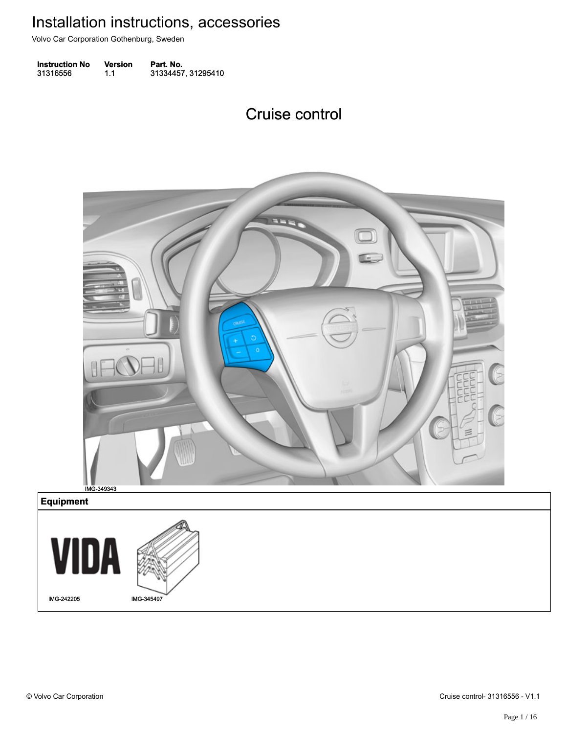# Installation instructions, accessories

Volvo Car Corporation Gothenburg, Sweden

| Instruction No | Version | Part. No. |
| --- | --- | --- |
| 31316556 | 1.1 | 31334457, 31295410 |

## Cruise control

IMG-349343

| Equipment |
| --- |
| IMG-242205 IMG-345497 |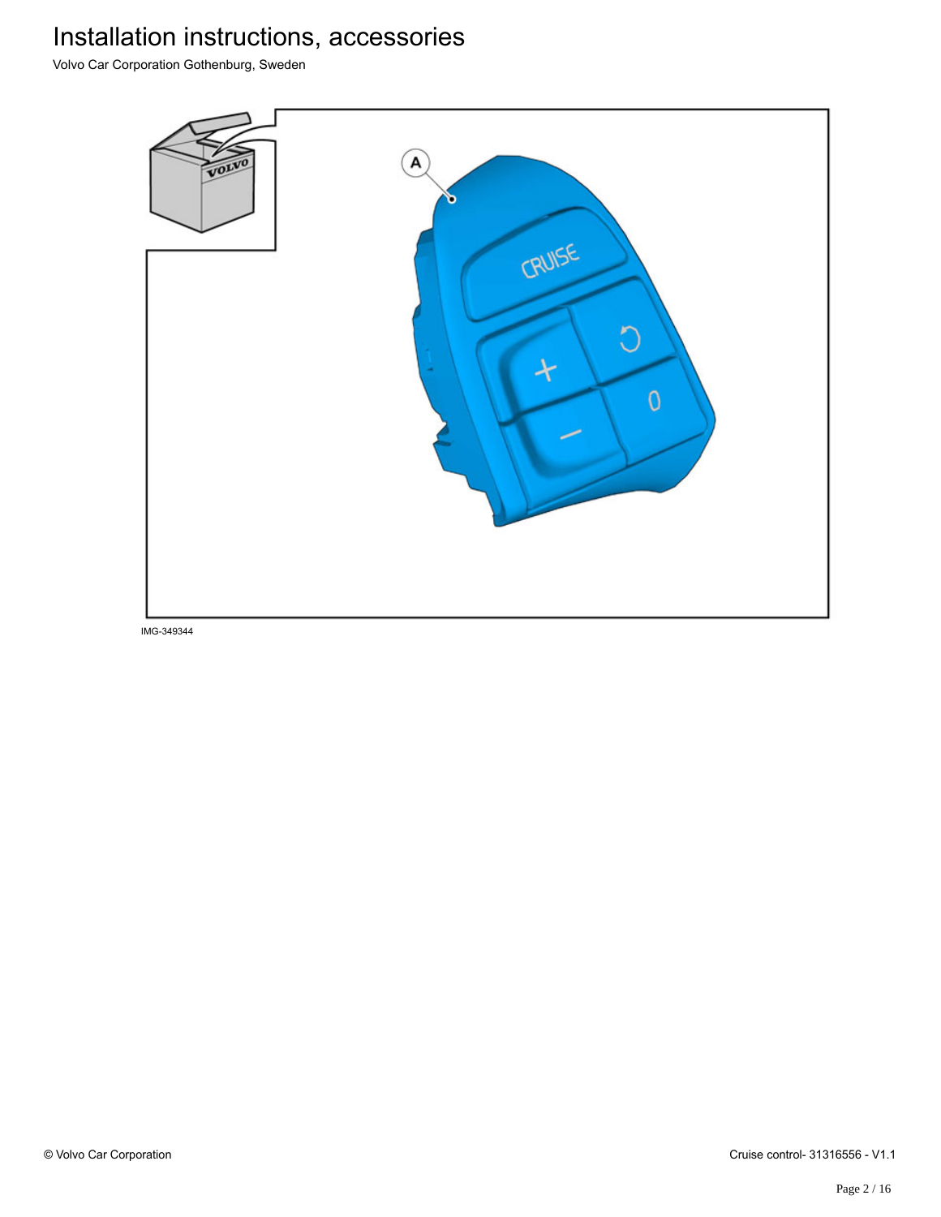IMG-349344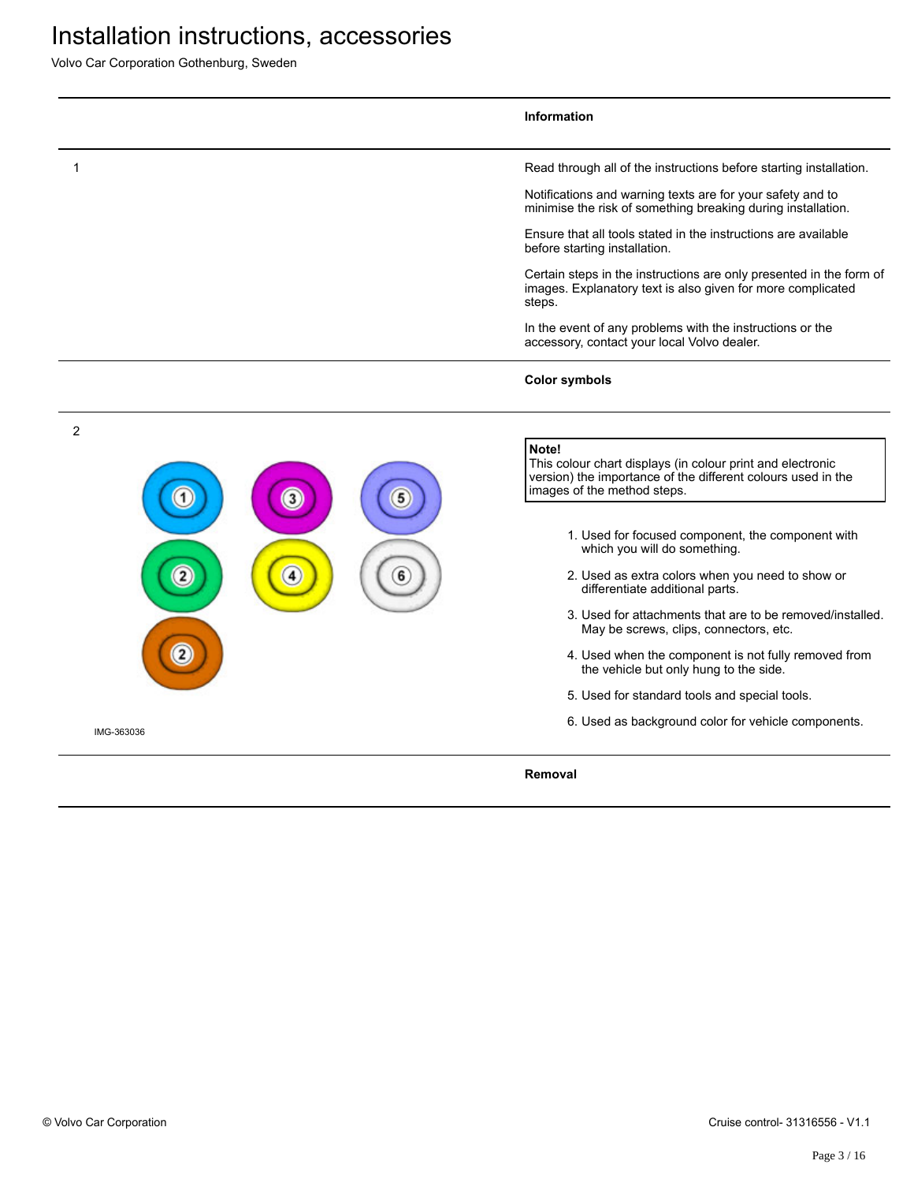# Installation instructions, accessories

Volvo Car Corporation Gothenburg, Sweden

## Information

1

Read through all of the instructions before starting installation.

Notifications and warning texts are for your safety and to minimise the risk of something breaking during installation.

Ensure that all tools stated in the instructions are available before starting installation.

Certain steps in the instructions are only presented in the form of images. Explanatory text is also given for more complicated steps.

In the event of any problems with the instructions or the accessory, contact your local Volvo dealer.

## Color symbols

2

IMG-363036

> **Note!**
> This colour chart displays (in colour print and electronic version) the importance of the different colours used in the images of the method steps.

1. Used for focused component, the component with which you will do something.
2. Used as extra colors when you need to show or differentiate additional parts.
3. Used for attachments that are to be removed/installed. May be screws, clips, connectors, etc.
4. Used when the component is not fully removed from the vehicle but only hung to the side.
5. Used for standard tools and special tools.
6. Used as background color for vehicle components.

## Removal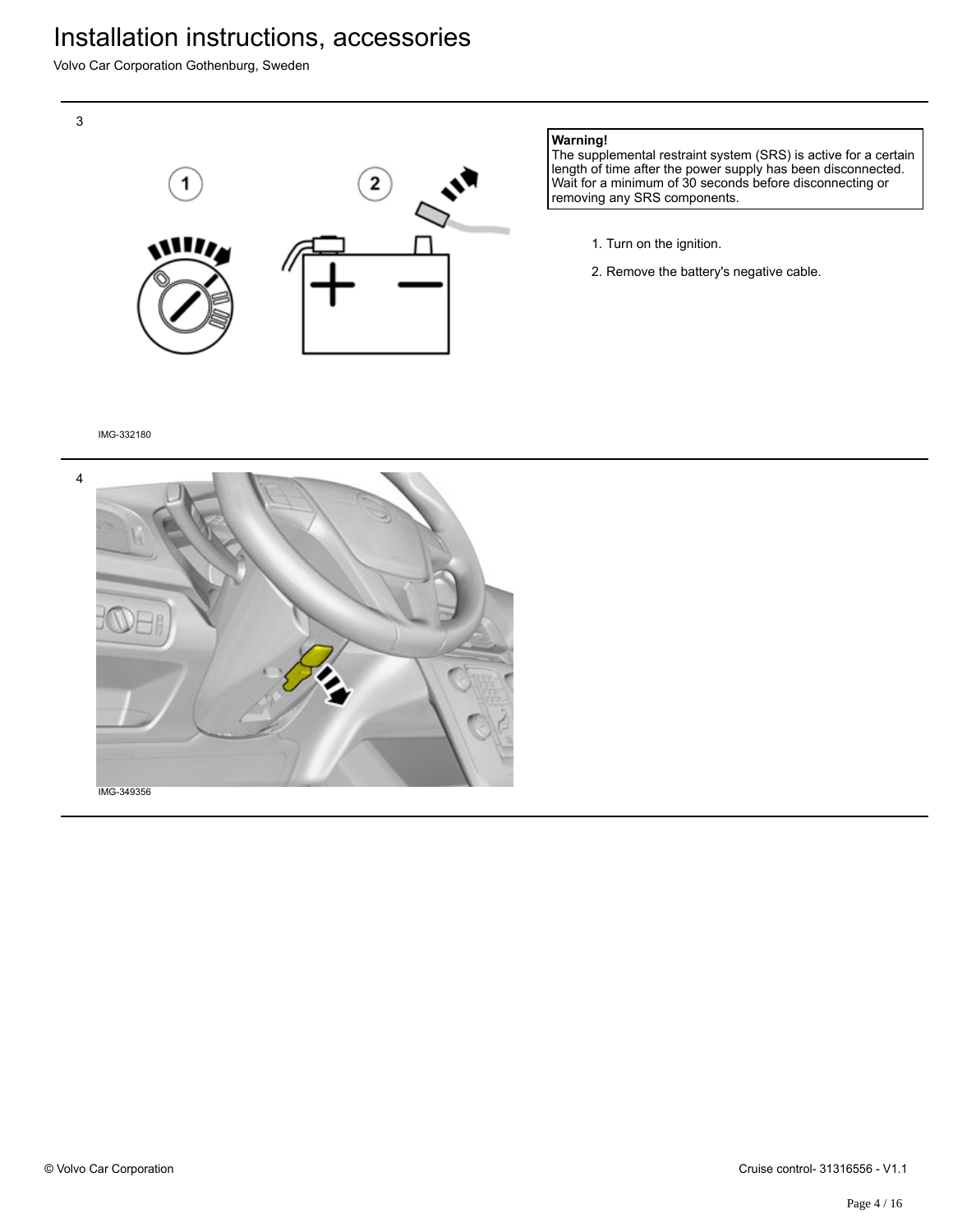# Installation instructions, accessories

Volvo Car Corporation Gothenburg, Sweden

3

IMG-332180

**Warning!**
The supplemental restraint system (SRS) is active for a certain length of time after the power supply has been disconnected. Wait for a minimum of 30 seconds before disconnecting or removing any SRS components.

1. Turn on the ignition.
2. Remove the battery's negative cable.

4

IMG-349356

© Volvo Car Corporation

Cruise control- 31316556 - V1.1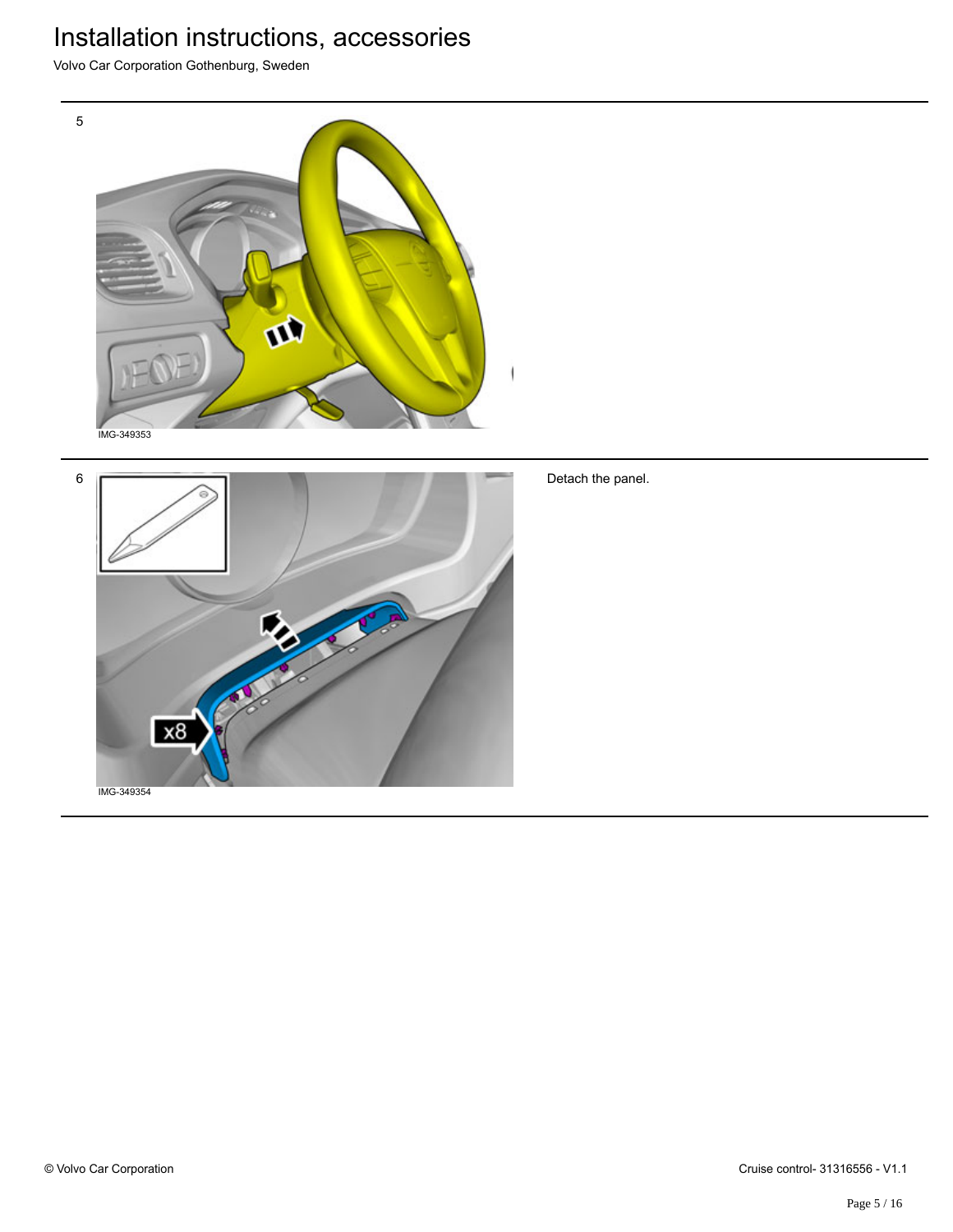5

IMG-349353

6

IMG-349354

Detach the panel.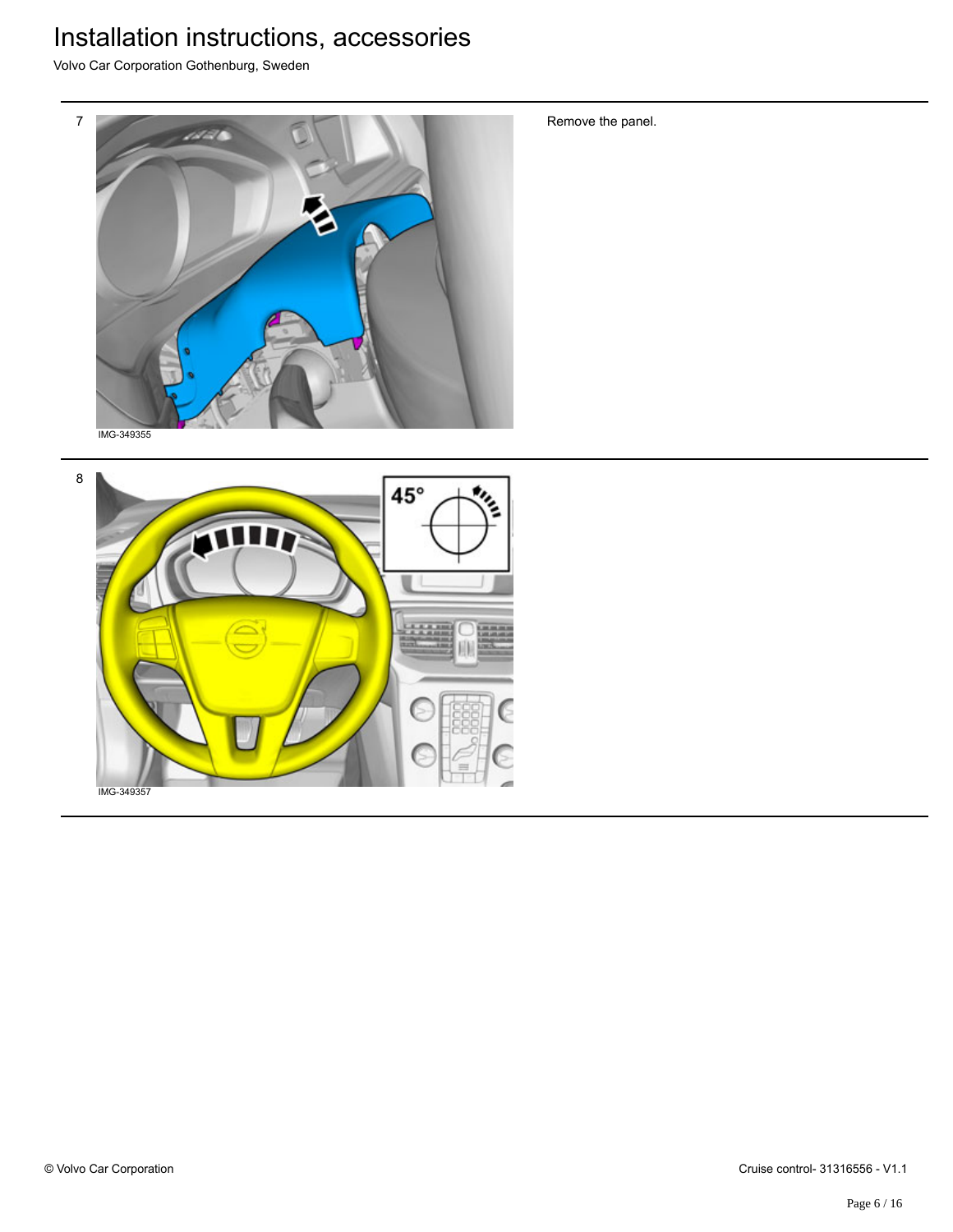7

IMG-349355

Remove the panel.

8

IMG-349357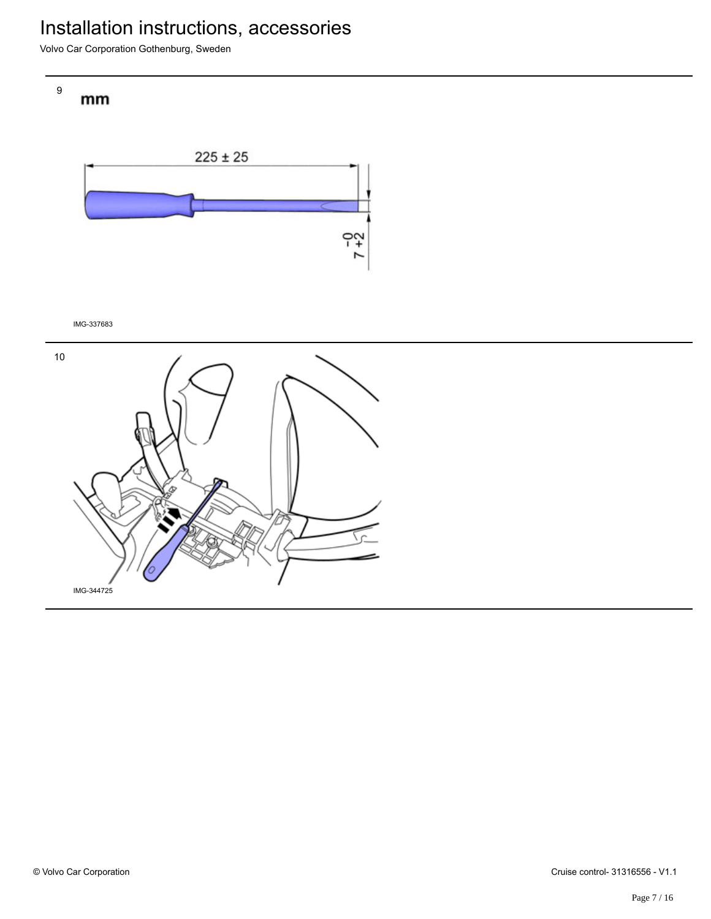9

mm

225 ± 25

7 +2 −0

IMG-337683

10

IMG-344725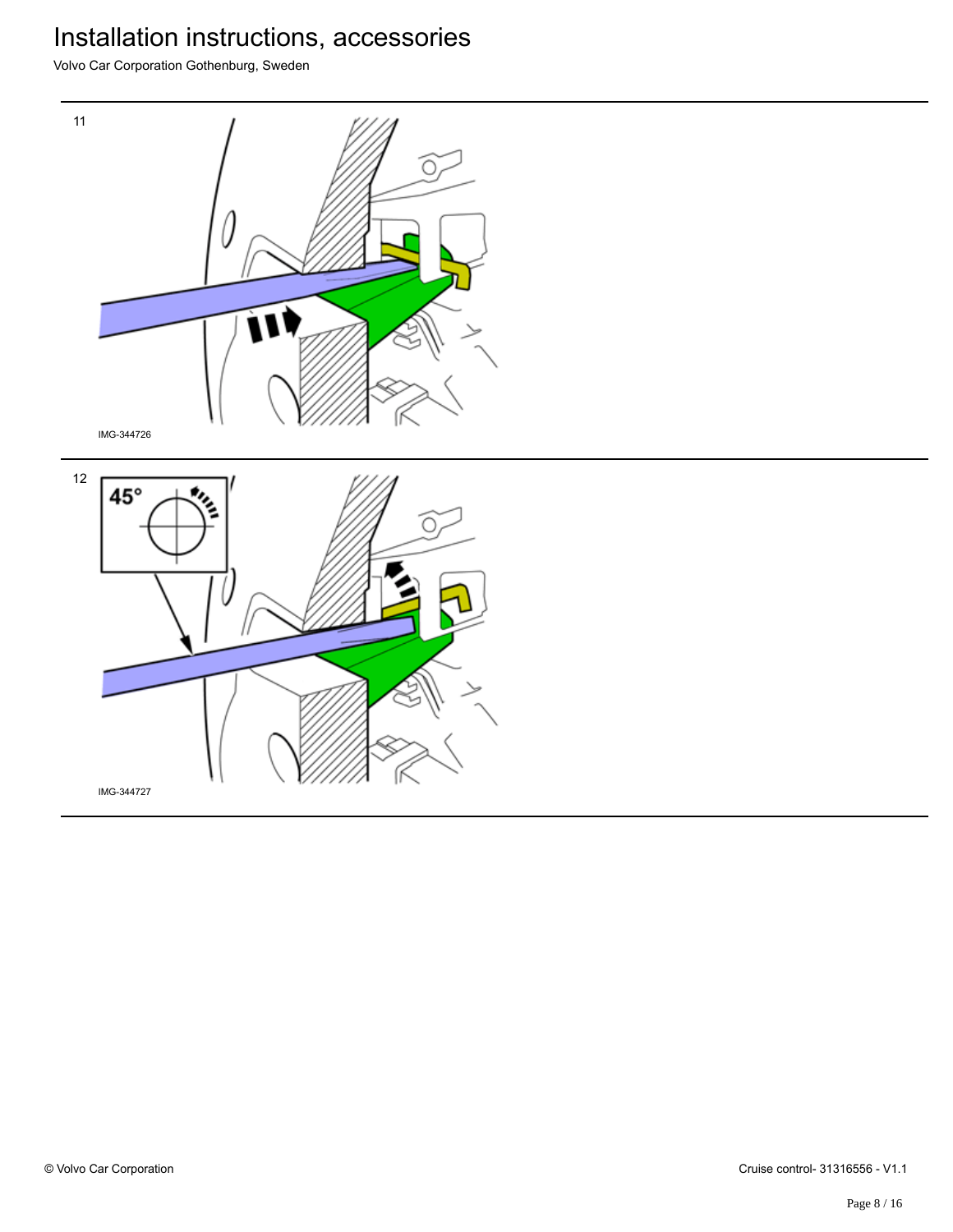11

IMG-344726

12

45°

IMG-344727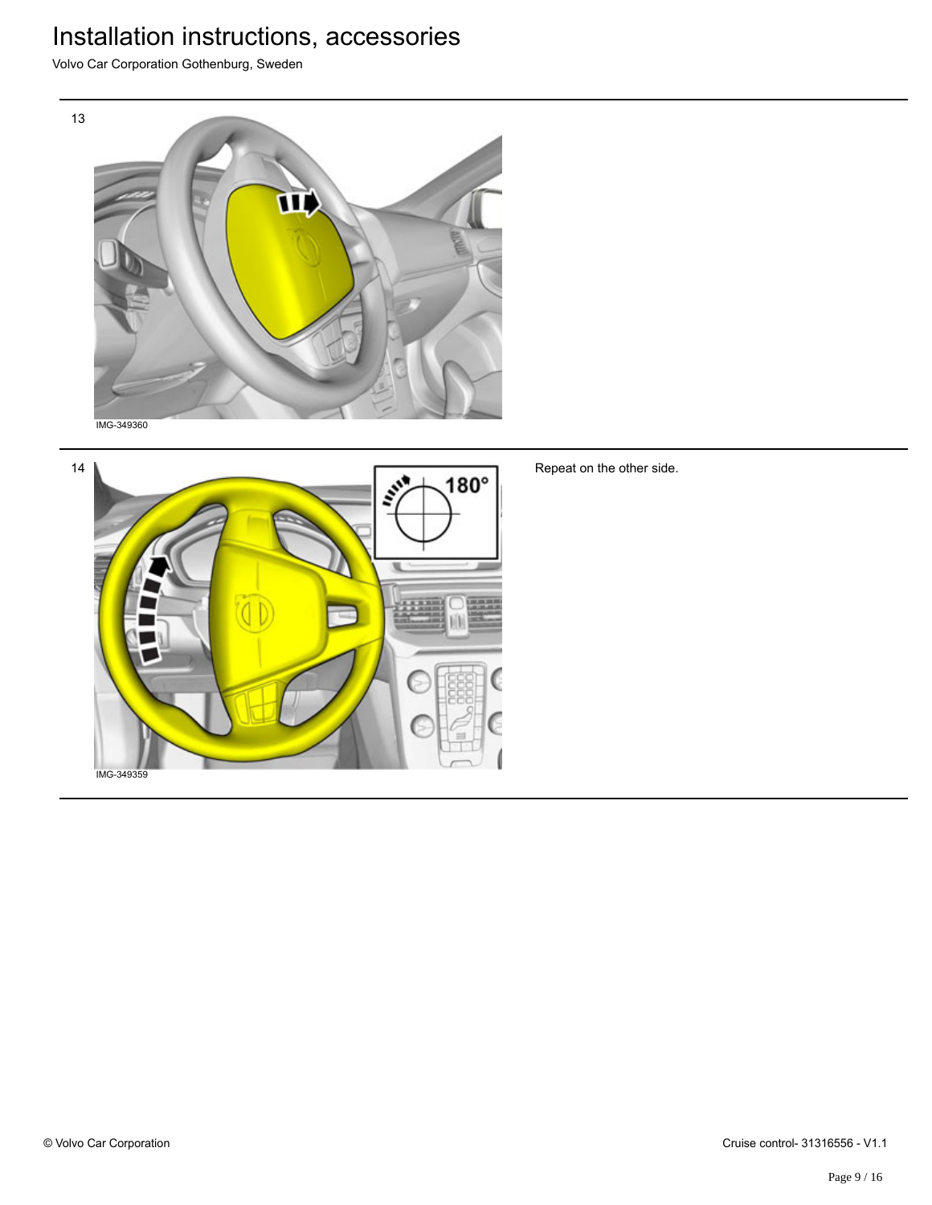13

IMG-349360

14

IMG-349359

Repeat on the other side.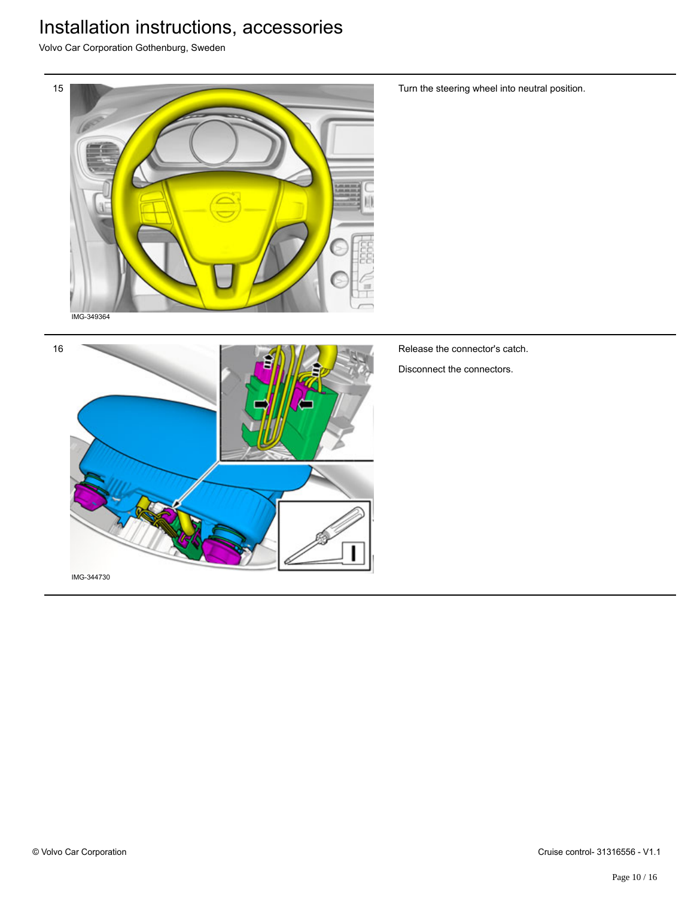15

IMG-349364

Turn the steering wheel into neutral position.

16

IMG-344730

Release the connector's catch.

Disconnect the connectors.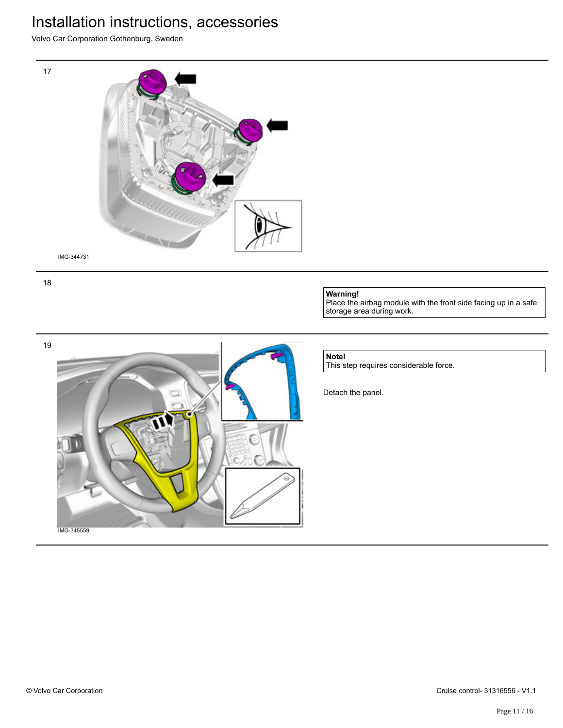# Installation instructions, accessories

Volvo Car Corporation Gothenburg, Sweden

17

IMG-344731

18

**Warning!**
Place the airbag module with the front side facing up in a safe storage area during work.

19

IMG-345559

**Note!**
This step requires considerable force.

Detach the panel.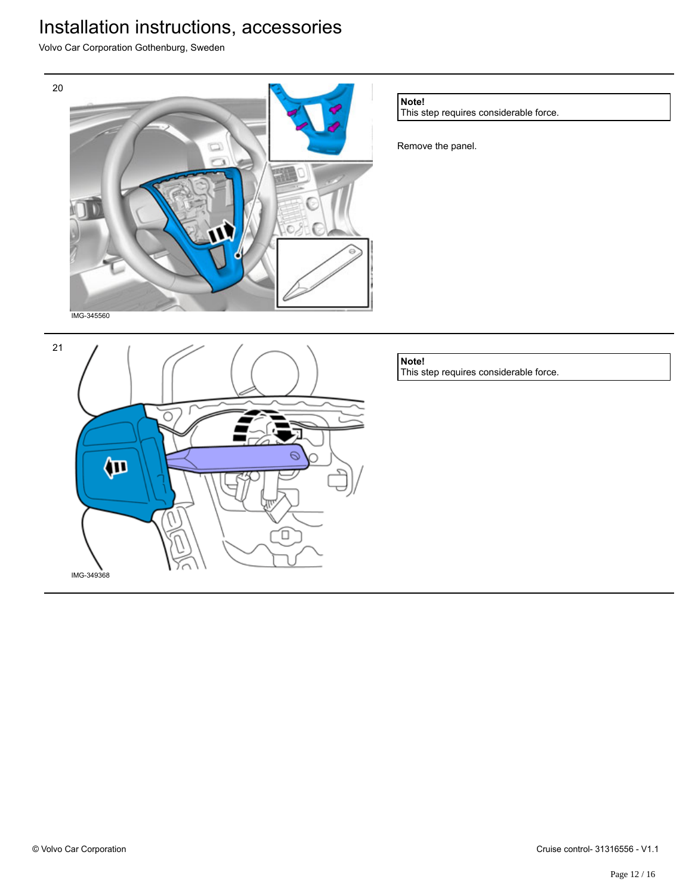# Installation instructions, accessories

Volvo Car Corporation Gothenburg, Sweden

20

IMG-345560

**Note!**
This step requires considerable force.

Remove the panel.

21

IMG-349368

**Note!**
This step requires considerable force.

© Volvo Car Corporation

Cruise control- 31316556 - V1.1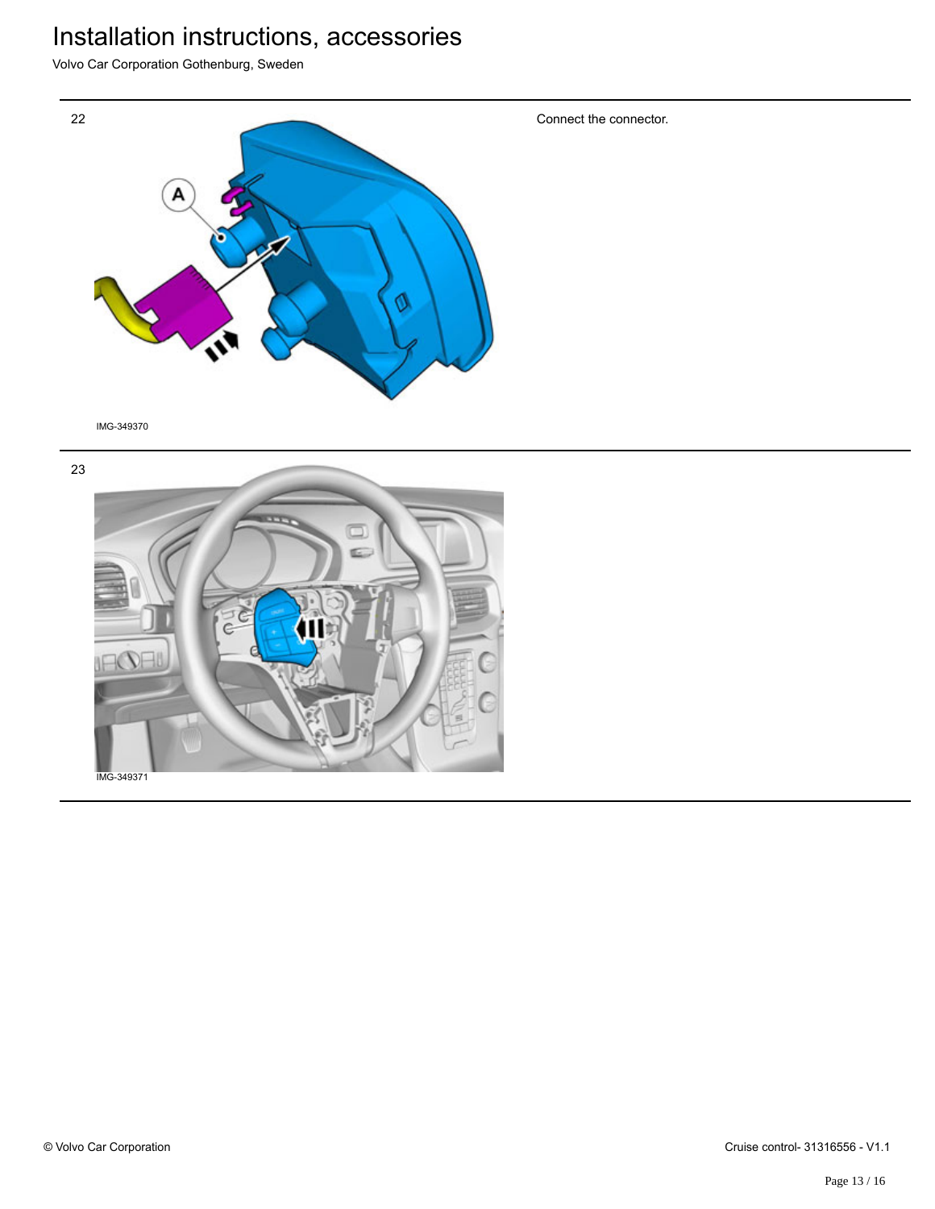22

Connect the connector.

IMG-349370

23

IMG-349371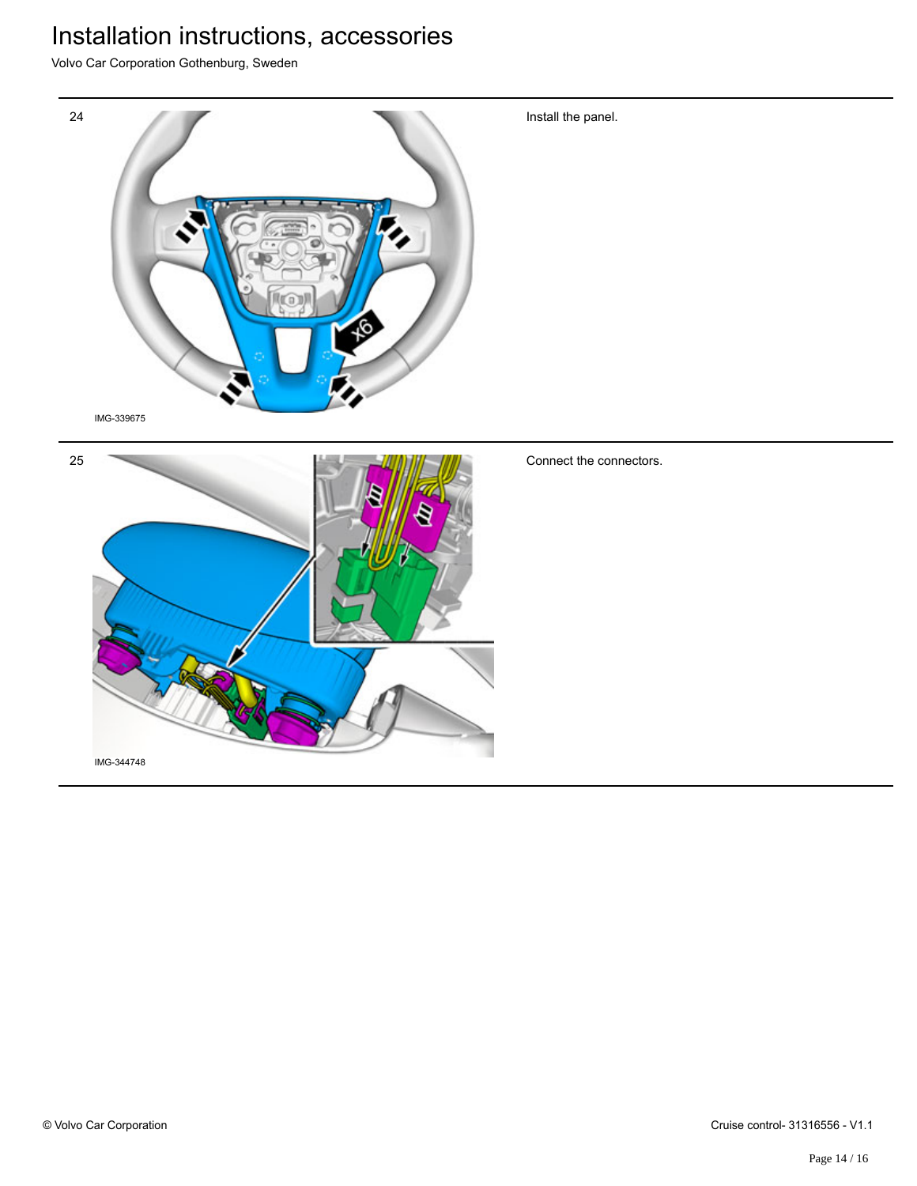# Installation instructions, accessories

Volvo Car Corporation Gothenburg, Sweden

24

IMG-339675

Install the panel.

25

IMG-344748

Connect the connectors.

© Volvo Car Corporation

Cruise control- 31316556 - V1.1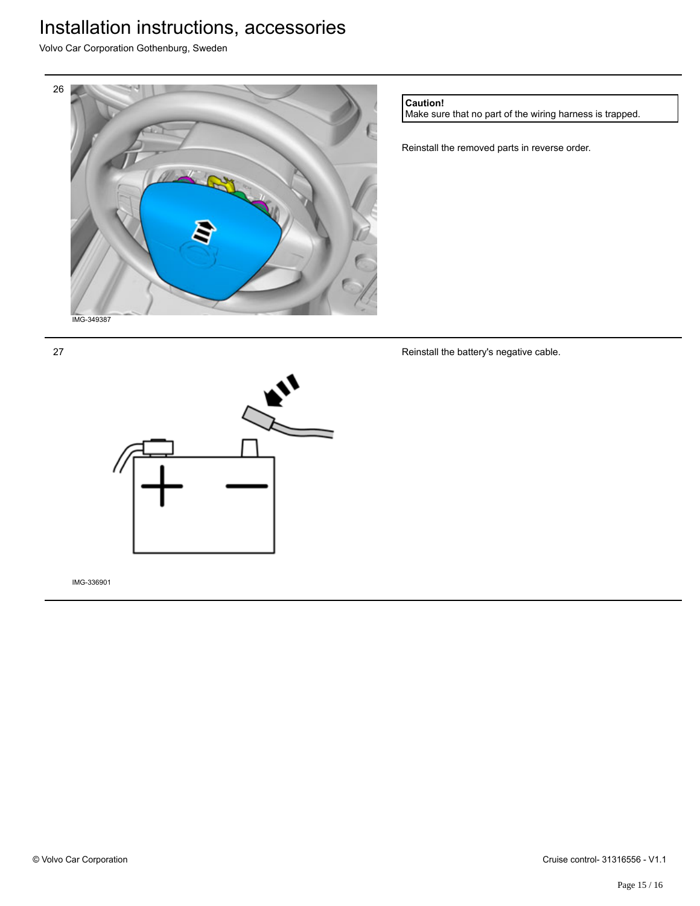26

IMG-349387

**Caution!**
Make sure that no part of the wiring harness is trapped.

Reinstall the removed parts in reverse order.

27

IMG-336901

Reinstall the battery's negative cable.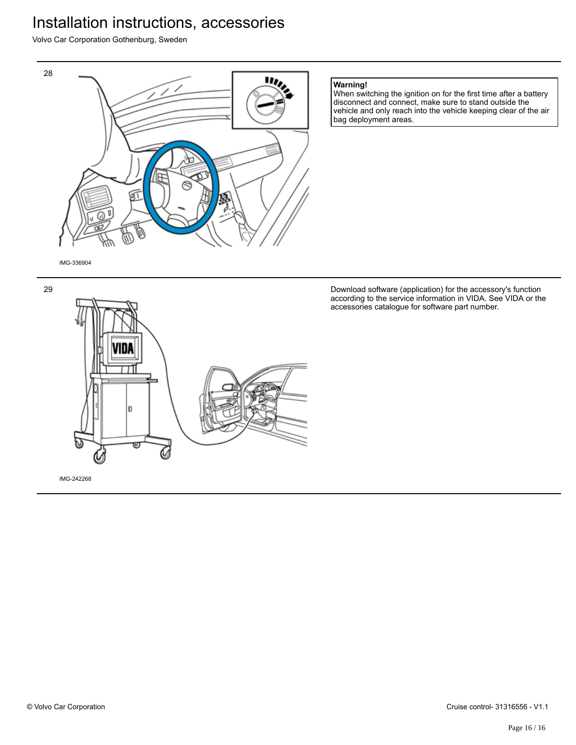28

IMG-336904

**Warning!**
When switching the ignition on for the first time after a battery disconnect and connect, make sure to stand outside the vehicle and only reach into the vehicle keeping clear of the air bag deployment areas.

29

VIDA

IMG-242268

Download software (application) for the accessory's function according to the service information in VIDA. See VIDA or the accessories catalogue for software part number.